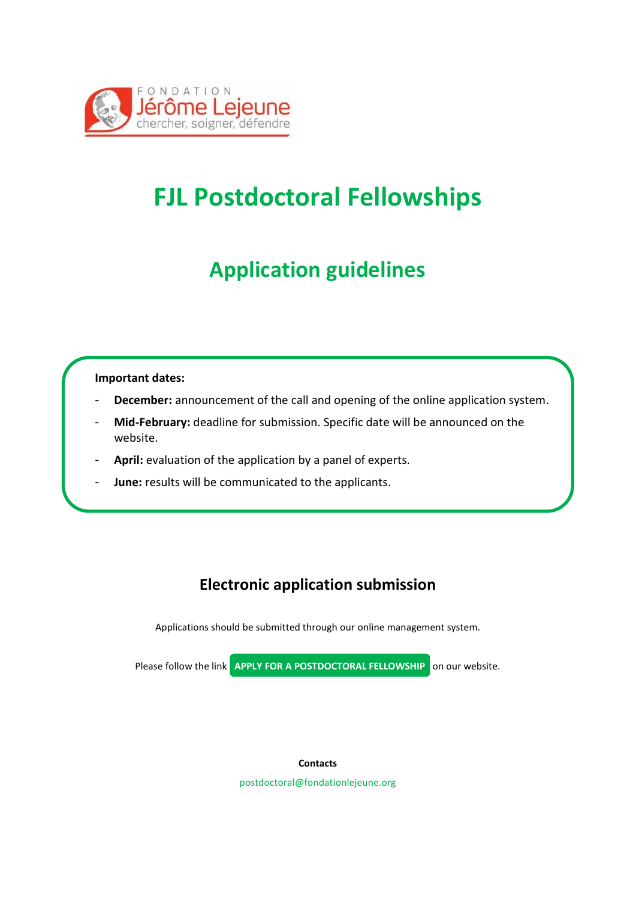FONDATION
Jérôme Lejeune
chercher, soigner, défendre

# FJL Postdoctoral Fellowships

## Application guidelines

**Important dates:**

- **December:** announcement of the call and opening of the online application system.
- **Mid-February:** deadline for submission. Specific date will be announced on the website.
- **April:** evaluation of the application by a panel of experts.
- **June:** results will be communicated to the applicants.

### Electronic application submission

Applications should be submitted through our online management system.

Please follow the link **APPLY FOR A POSTDOCTORAL FELLOWSHIP** on our website.

**Contacts**

postdoctoral@fondationlejeune.org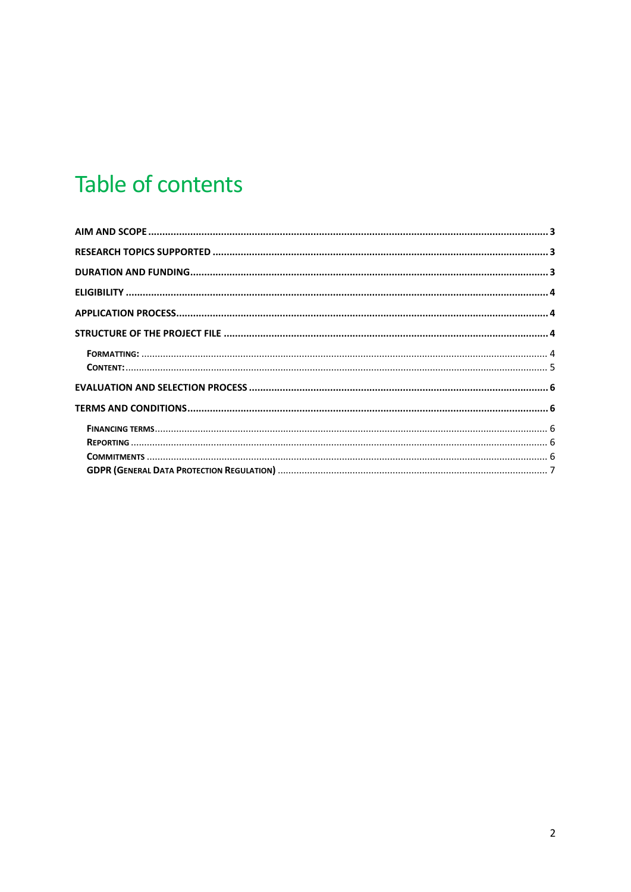# Table of contents

AIM AND SCOPE ..... 3

RESEARCH TOPICS SUPPORTED ..... 3

DURATION AND FUNDING ..... 3

ELIGIBILITY ..... 4

APPLICATION PROCESS ..... 4

STRUCTURE OF THE PROJECT FILE ..... 4

- FORMATTING: ..... 4
- CONTENT: ..... 5

EVALUATION AND SELECTION PROCESS ..... 6

TERMS AND CONDITIONS ..... 6

- FINANCING TERMS ..... 6
- REPORTING ..... 6
- COMMITMENTS ..... 6
- GDPR (GENERAL DATA PROTECTION REGULATION) ..... 7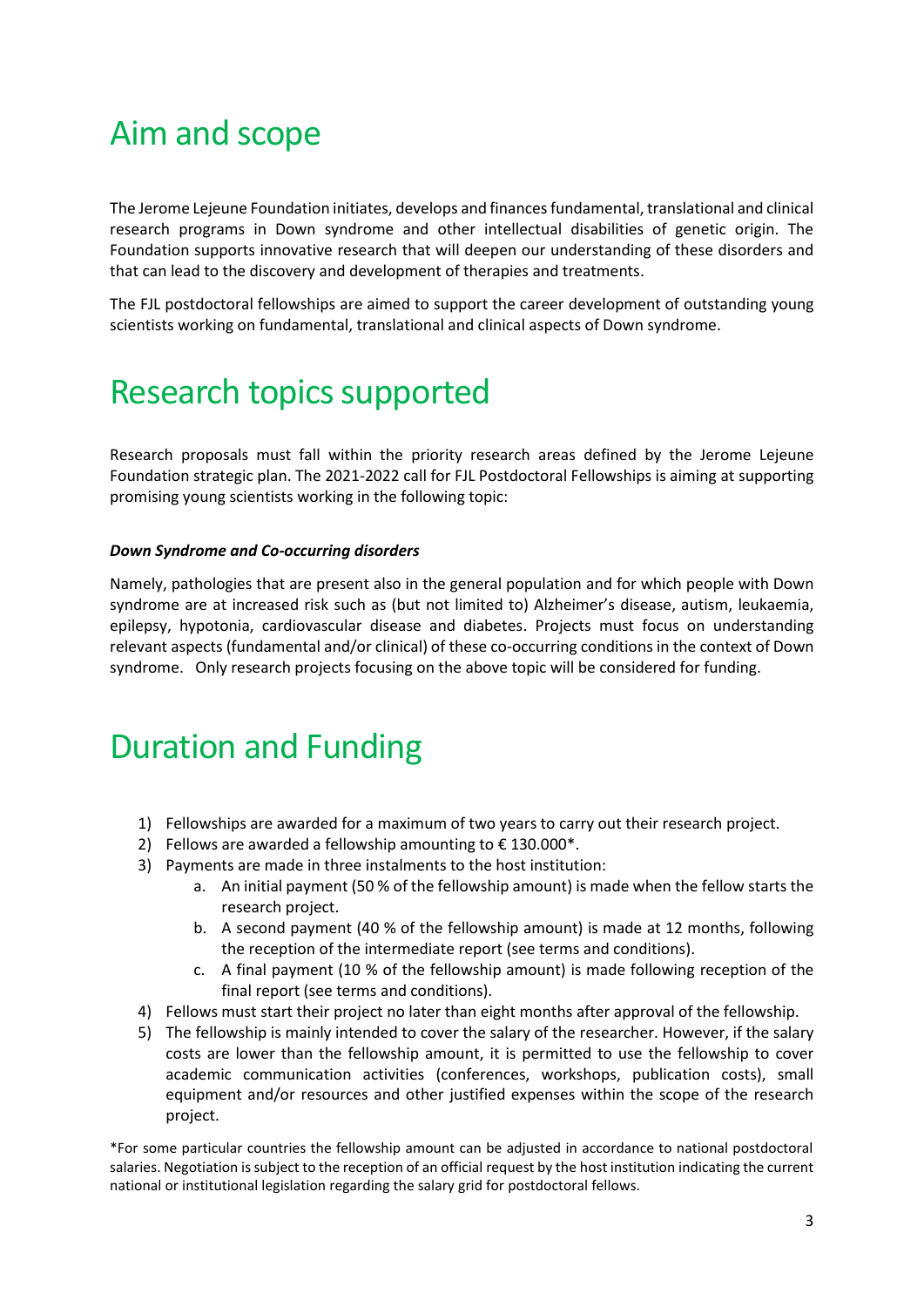# Aim and scope

The Jerome Lejeune Foundation initiates, develops and finances fundamental, translational and clinical research programs in Down syndrome and other intellectual disabilities of genetic origin. The Foundation supports innovative research that will deepen our understanding of these disorders and that can lead to the discovery and development of therapies and treatments.

The FJL postdoctoral fellowships are aimed to support the career development of outstanding young scientists working on fundamental, translational and clinical aspects of Down syndrome.

# Research topics supported

Research proposals must fall within the priority research areas defined by the Jerome Lejeune Foundation strategic plan. The 2021-2022 call for FJL Postdoctoral Fellowships is aiming at supporting promising young scientists working in the following topic:

***Down Syndrome and Co-occurring disorders***

Namely, pathologies that are present also in the general population and for which people with Down syndrome are at increased risk such as (but not limited to) Alzheimer's disease, autism, leukaemia, epilepsy, hypotonia, cardiovascular disease and diabetes. Projects must focus on understanding relevant aspects (fundamental and/or clinical) of these co-occurring conditions in the context of Down syndrome. Only research projects focusing on the above topic will be considered for funding.

# Duration and Funding

1) Fellowships are awarded for a maximum of two years to carry out their research project.
2) Fellows are awarded a fellowship amounting to € 130.000*.
3) Payments are made in three instalments to the host institution:
   a. An initial payment (50 % of the fellowship amount) is made when the fellow starts the research project.
   b. A second payment (40 % of the fellowship amount) is made at 12 months, following the reception of the intermediate report (see terms and conditions).
   c. A final payment (10 % of the fellowship amount) is made following reception of the final report (see terms and conditions).
4) Fellows must start their project no later than eight months after approval of the fellowship.
5) The fellowship is mainly intended to cover the salary of the researcher. However, if the salary costs are lower than the fellowship amount, it is permitted to use the fellowship to cover academic communication activities (conferences, workshops, publication costs), small equipment and/or resources and other justified expenses within the scope of the research project.

*For some particular countries the fellowship amount can be adjusted in accordance to national postdoctoral salaries. Negotiation is subject to the reception of an official request by the host institution indicating the current national or institutional legislation regarding the salary grid for postdoctoral fellows.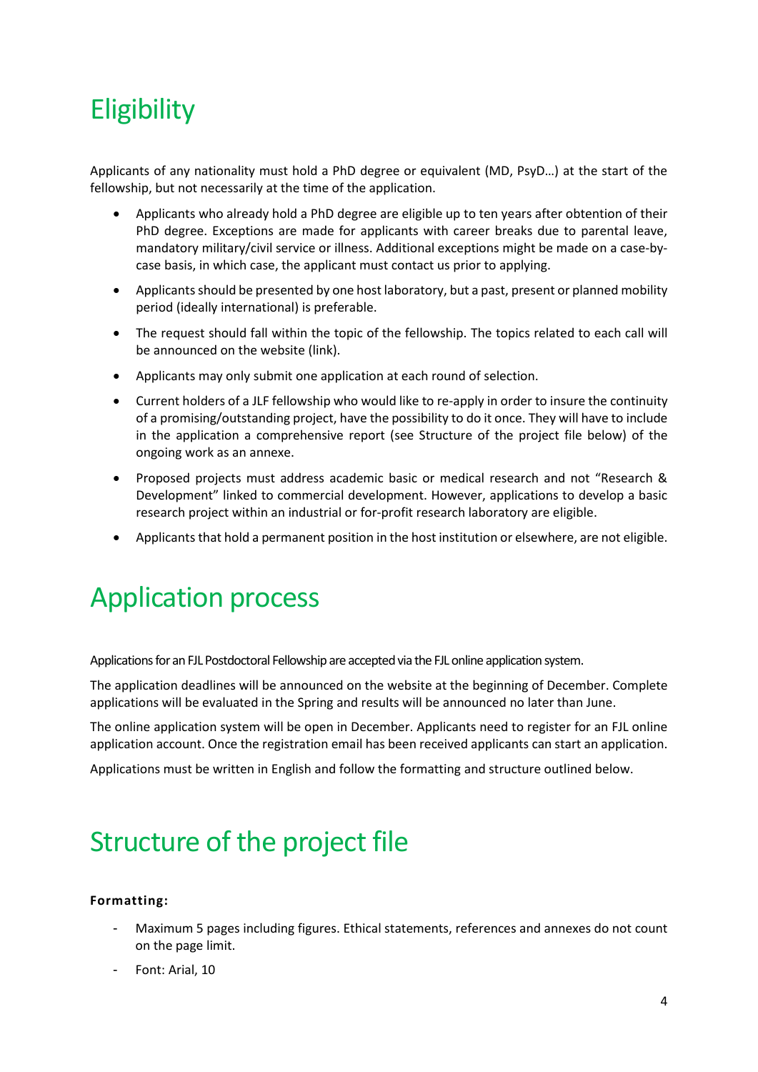# Eligibility

Applicants of any nationality must hold a PhD degree or equivalent (MD, PsyD…) at the start of the fellowship, but not necessarily at the time of the application.

- Applicants who already hold a PhD degree are eligible up to ten years after obtention of their PhD degree. Exceptions are made for applicants with career breaks due to parental leave, mandatory military/civil service or illness. Additional exceptions might be made on a case-by-case basis, in which case, the applicant must contact us prior to applying.
- Applicants should be presented by one host laboratory, but a past, present or planned mobility period (ideally international) is preferable.
- The request should fall within the topic of the fellowship. The topics related to each call will be announced on the website (link).
- Applicants may only submit one application at each round of selection.
- Current holders of a JLF fellowship who would like to re-apply in order to insure the continuity of a promising/outstanding project, have the possibility to do it once. They will have to include in the application a comprehensive report (see Structure of the project file below) of the ongoing work as an annexe.
- Proposed projects must address academic basic or medical research and not "Research & Development" linked to commercial development. However, applications to develop a basic research project within an industrial or for-profit research laboratory are eligible.
- Applicants that hold a permanent position in the host institution or elsewhere, are not eligible.

# Application process

Applications for an FJL Postdoctoral Fellowship are accepted via the FJL online application system.

The application deadlines will be announced on the website at the beginning of December. Complete applications will be evaluated in the Spring and results will be announced no later than June.

The online application system will be open in December. Applicants need to register for an FJL online application account. Once the registration email has been received applicants can start an application.

Applications must be written in English and follow the formatting and structure outlined below.

# Structure of the project file

**Formatting:**

- Maximum 5 pages including figures. Ethical statements, references and annexes do not count on the page limit.
- Font: Arial, 10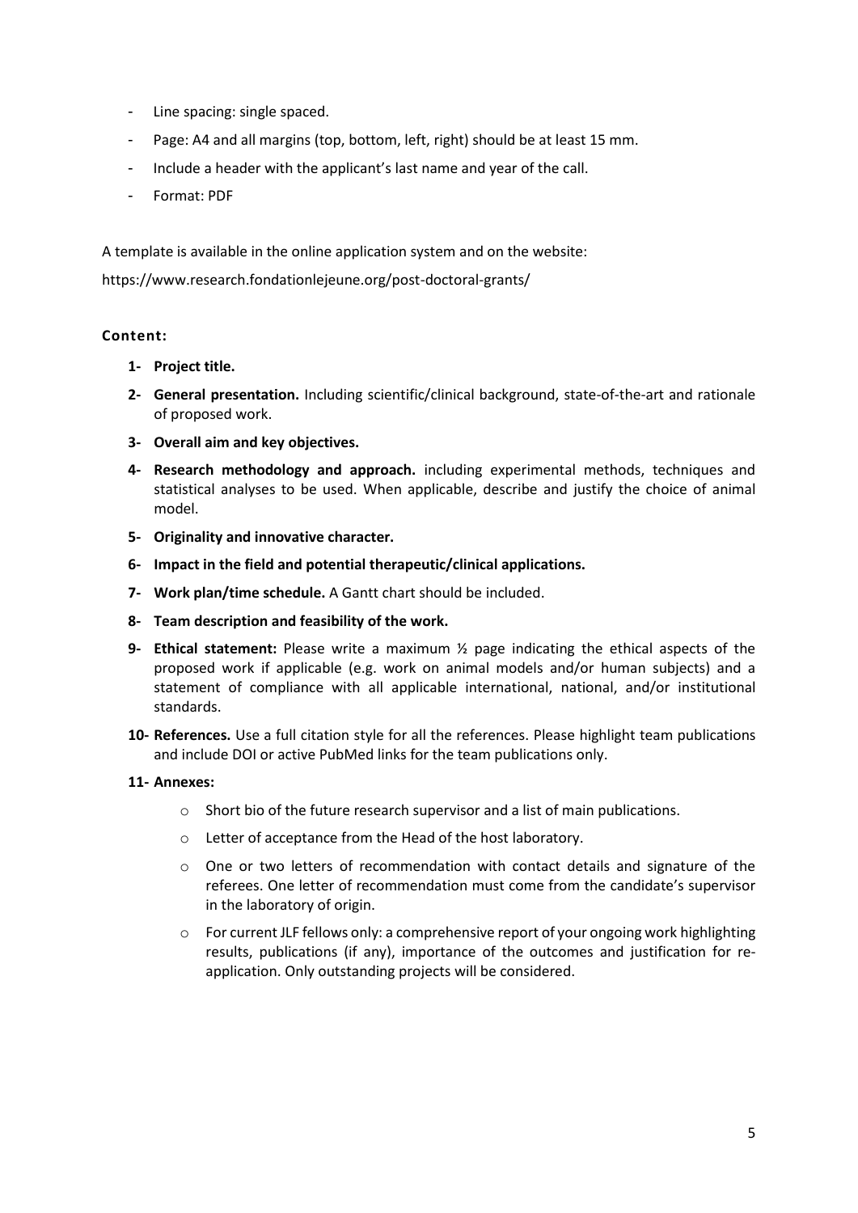- Line spacing: single spaced.
- Page: A4 and all margins (top, bottom, left, right) should be at least 15 mm.
- Include a header with the applicant's last name and year of the call.
- Format: PDF

A template is available in the online application system and on the website:

https://www.research.fondationlejeune.org/post-doctoral-grants/

**Content:**

1. **Project title.**
2. **General presentation.** Including scientific/clinical background, state-of-the-art and rationale of proposed work.
3. **Overall aim and key objectives.**
4. **Research methodology and approach.** including experimental methods, techniques and statistical analyses to be used. When applicable, describe and justify the choice of animal model.
5. **Originality and innovative character.**
6. **Impact in the field and potential therapeutic/clinical applications.**
7. **Work plan/time schedule.** A Gantt chart should be included.
8. **Team description and feasibility of the work.**
9. **Ethical statement:** Please write a maximum ½ page indicating the ethical aspects of the proposed work if applicable (e.g. work on animal models and/or human subjects) and a statement of compliance with all applicable international, national, and/or institutional standards.
10. **References.** Use a full citation style for all the references. Please highlight team publications and include DOI or active PubMed links for the team publications only.
11. **Annexes:**
    - Short bio of the future research supervisor and a list of main publications.
    - Letter of acceptance from the Head of the host laboratory.
    - One or two letters of recommendation with contact details and signature of the referees. One letter of recommendation must come from the candidate's supervisor in the laboratory of origin.
    - For current JLF fellows only: a comprehensive report of your ongoing work highlighting results, publications (if any), importance of the outcomes and justification for re-application. Only outstanding projects will be considered.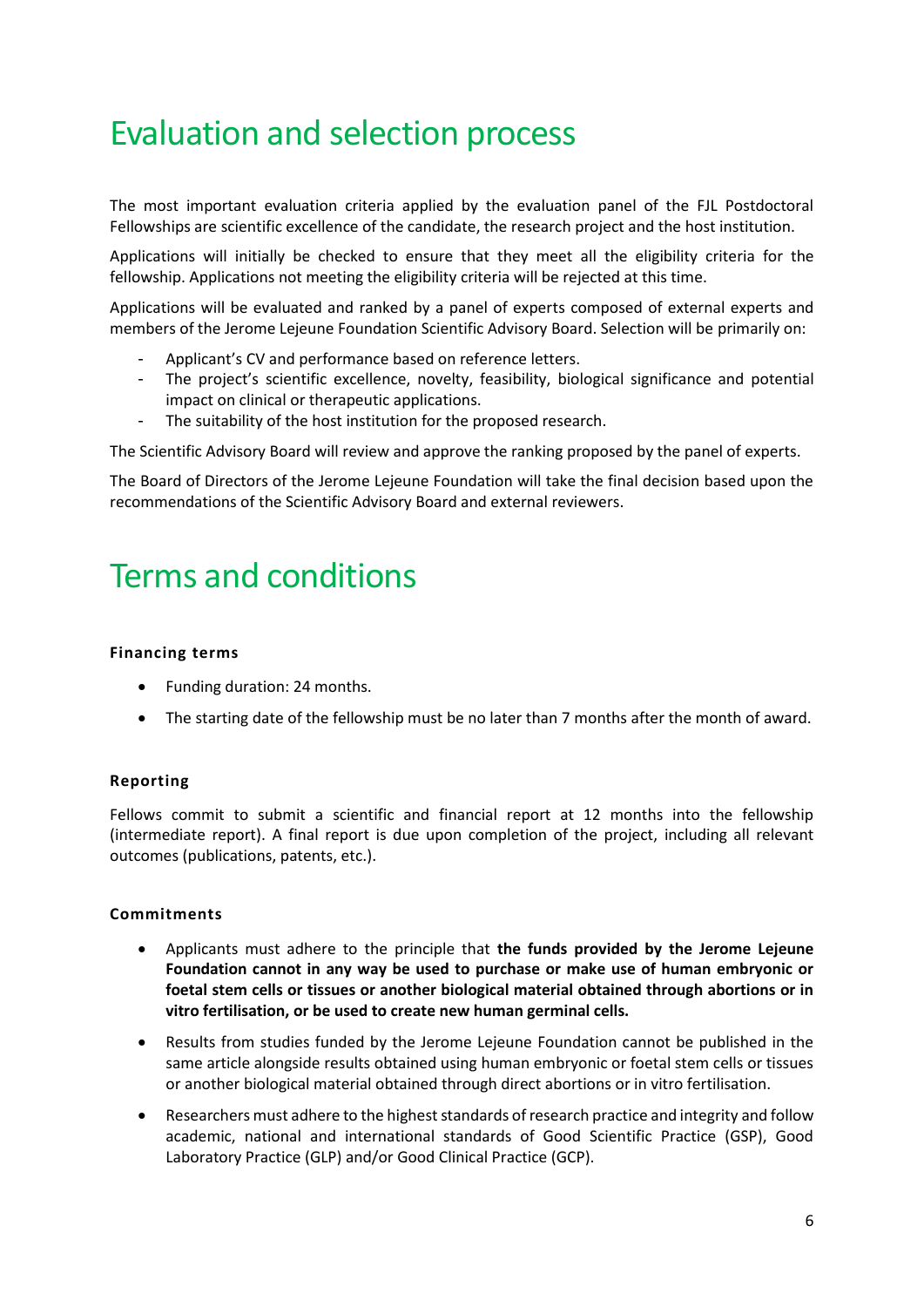# Evaluation and selection process

The most important evaluation criteria applied by the evaluation panel of the FJL Postdoctoral Fellowships are scientific excellence of the candidate, the research project and the host institution.

Applications will initially be checked to ensure that they meet all the eligibility criteria for the fellowship. Applications not meeting the eligibility criteria will be rejected at this time.

Applications will be evaluated and ranked by a panel of experts composed of external experts and members of the Jerome Lejeune Foundation Scientific Advisory Board. Selection will be primarily on:

- Applicant's CV and performance based on reference letters.
- The project's scientific excellence, novelty, feasibility, biological significance and potential impact on clinical or therapeutic applications.
- The suitability of the host institution for the proposed research.

The Scientific Advisory Board will review and approve the ranking proposed by the panel of experts.

The Board of Directors of the Jerome Lejeune Foundation will take the final decision based upon the recommendations of the Scientific Advisory Board and external reviewers.

# Terms and conditions

#### Financing terms

- Funding duration: 24 months.
- The starting date of the fellowship must be no later than 7 months after the month of award.

#### Reporting

Fellows commit to submit a scientific and financial report at 12 months into the fellowship (intermediate report). A final report is due upon completion of the project, including all relevant outcomes (publications, patents, etc.).

#### Commitments

- Applicants must adhere to the principle that **the funds provided by the Jerome Lejeune Foundation cannot in any way be used to purchase or make use of human embryonic or foetal stem cells or tissues or another biological material obtained through abortions or in vitro fertilisation, or be used to create new human germinal cells.**
- Results from studies funded by the Jerome Lejeune Foundation cannot be published in the same article alongside results obtained using human embryonic or foetal stem cells or tissues or another biological material obtained through direct abortions or in vitro fertilisation.
- Researchers must adhere to the highest standards of research practice and integrity and follow academic, national and international standards of Good Scientific Practice (GSP), Good Laboratory Practice (GLP) and/or Good Clinical Practice (GCP).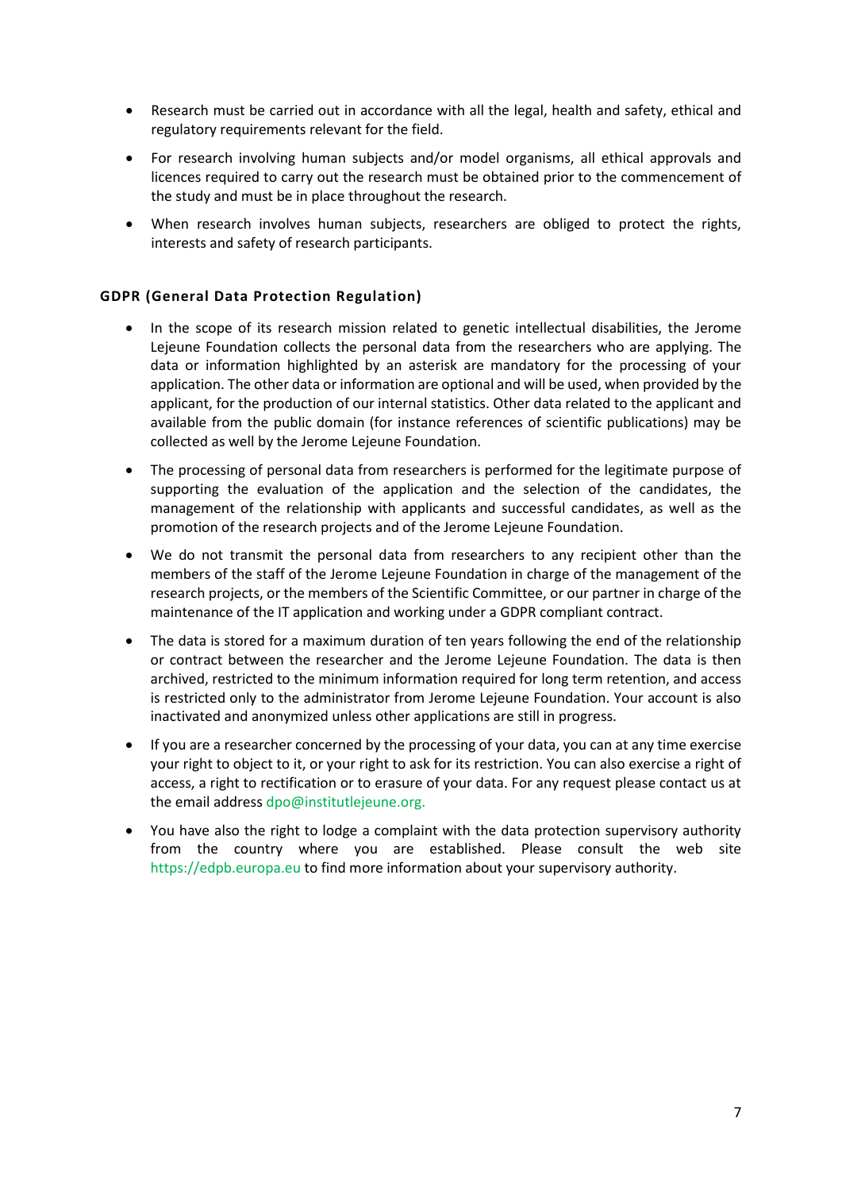- Research must be carried out in accordance with all the legal, health and safety, ethical and regulatory requirements relevant for the field.
- For research involving human subjects and/or model organisms, all ethical approvals and licences required to carry out the research must be obtained prior to the commencement of the study and must be in place throughout the research.
- When research involves human subjects, researchers are obliged to protect the rights, interests and safety of research participants.

**GDPR (General Data Protection Regulation)**

- In the scope of its research mission related to genetic intellectual disabilities, the Jerome Lejeune Foundation collects the personal data from the researchers who are applying. The data or information highlighted by an asterisk are mandatory for the processing of your application. The other data or information are optional and will be used, when provided by the applicant, for the production of our internal statistics. Other data related to the applicant and available from the public domain (for instance references of scientific publications) may be collected as well by the Jerome Lejeune Foundation.
- The processing of personal data from researchers is performed for the legitimate purpose of supporting the evaluation of the application and the selection of the candidates, the management of the relationship with applicants and successful candidates, as well as the promotion of the research projects and of the Jerome Lejeune Foundation.
- We do not transmit the personal data from researchers to any recipient other than the members of the staff of the Jerome Lejeune Foundation in charge of the management of the research projects, or the members of the Scientific Committee, or our partner in charge of the maintenance of the IT application and working under a GDPR compliant contract.
- The data is stored for a maximum duration of ten years following the end of the relationship or contract between the researcher and the Jerome Lejeune Foundation. The data is then archived, restricted to the minimum information required for long term retention, and access is restricted only to the administrator from Jerome Lejeune Foundation. Your account is also inactivated and anonymized unless other applications are still in progress.
- If you are a researcher concerned by the processing of your data, you can at any time exercise your right to object to it, or your right to ask for its restriction. You can also exercise a right of access, a right to rectification or to erasure of your data. For any request please contact us at the email address dpo@institutlejeune.org.
- You have also the right to lodge a complaint with the data protection supervisory authority from the country where you are established. Please consult the web site https://edpb.europa.eu to find more information about your supervisory authority.